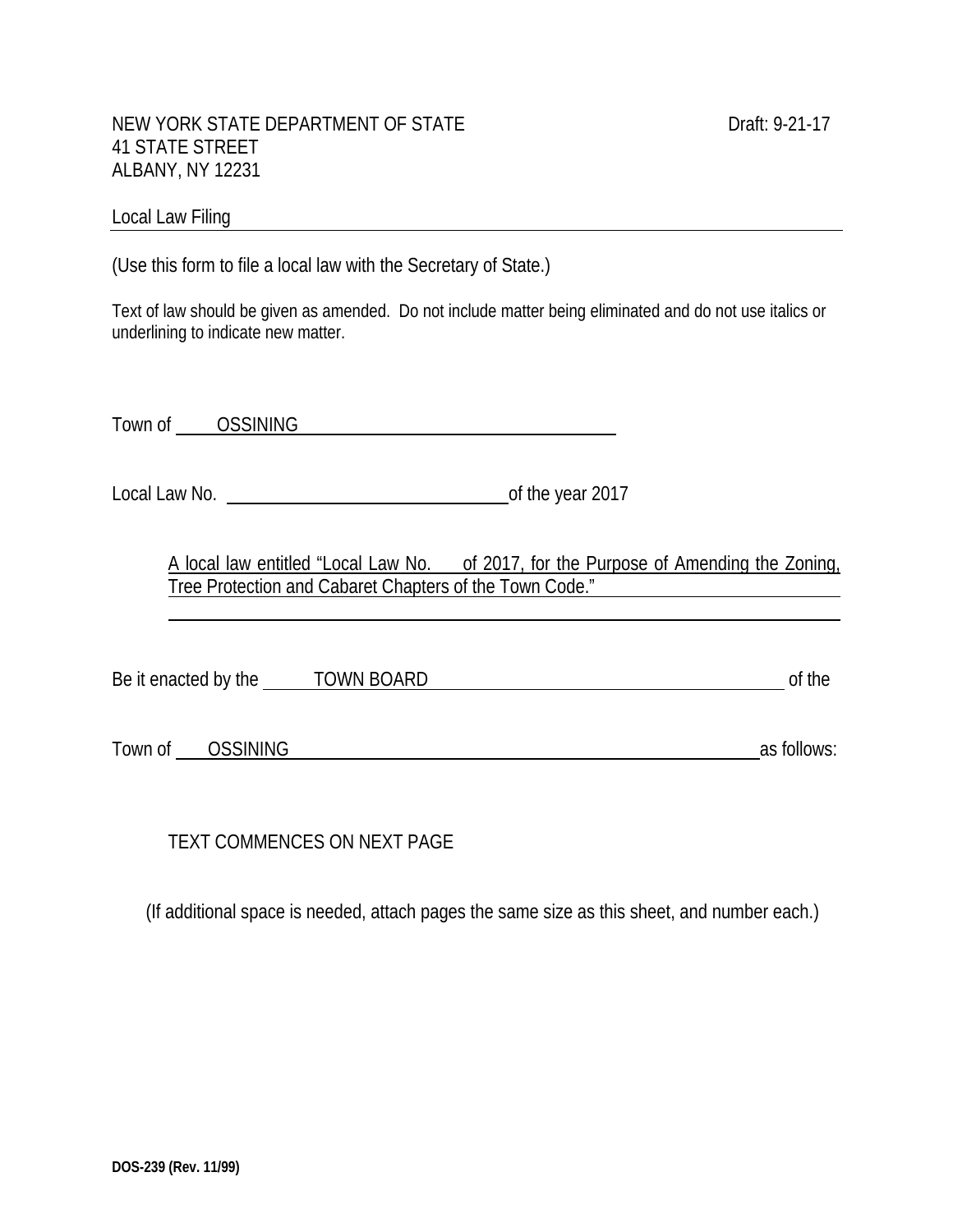NEW YORK STATE DEPARTMENT OF STATE
41 STATE STREET
ALBANY, NY 12231

Draft: 9-21-17

Local Law Filing

(Use this form to file a local law with the Secretary of State.)

Text of law should be given as amended. Do not include matter being eliminated and do not use italics or underlining to indicate new matter.

Town of OSSINING

Local Law No. ____________ of the year 2017

A local law entitled "Local Law No. ___ of 2017, for the Purpose of Amending the Zoning, Tree Protection and Cabaret Chapters of the Town Code."

Be it enacted by the TOWN BOARD of the

Town of OSSINING as follows:

TEXT COMMENCES ON NEXT PAGE

(If additional space is needed, attach pages the same size as this sheet, and number each.)

DOS-239 (Rev. 11/99)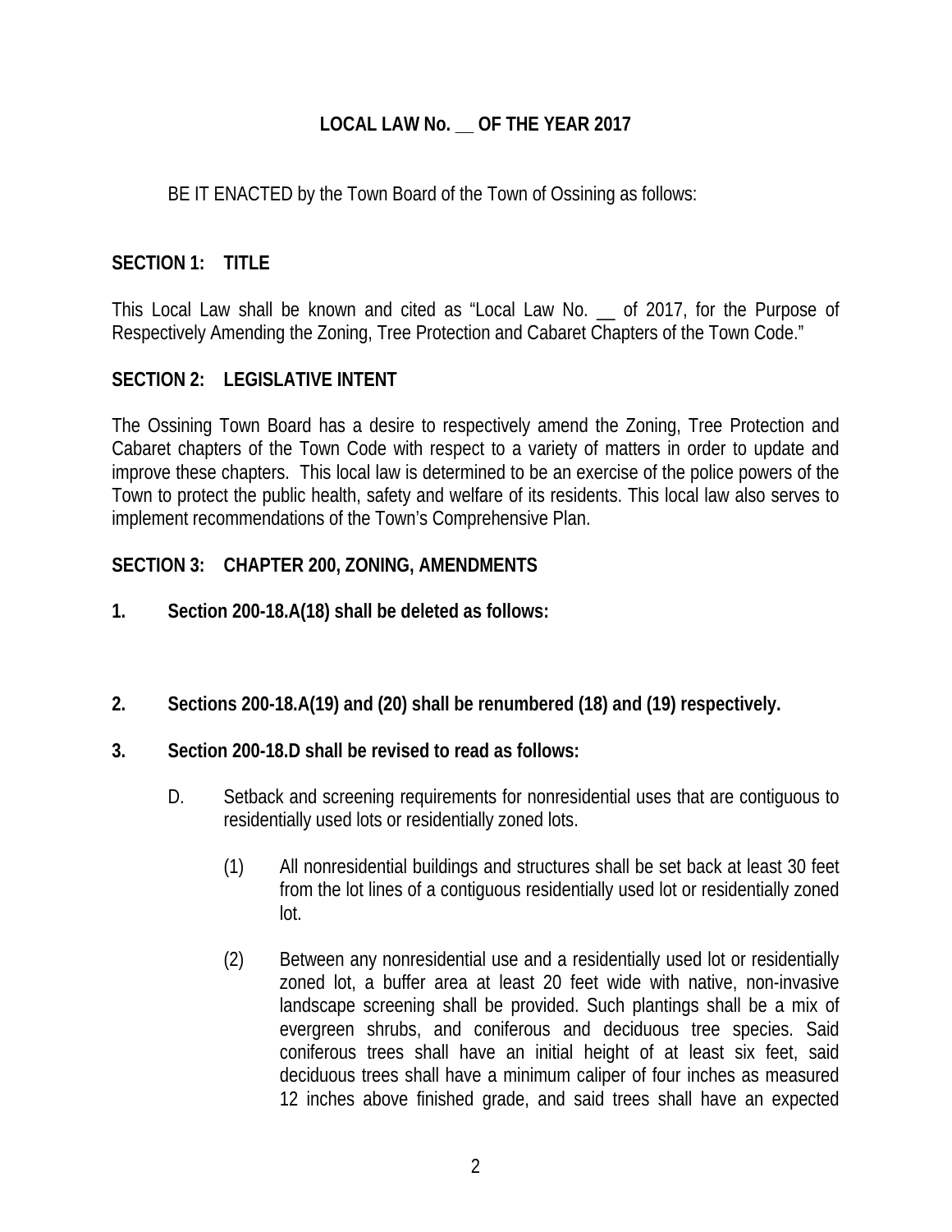**LOCAL LAW No. __ OF THE YEAR 2017**

BE IT ENACTED by the Town Board of the Town of Ossining as follows:

## SECTION 1: TITLE

This Local Law shall be known and cited as "Local Law No. __ of 2017, for the Purpose of Respectively Amending the Zoning, Tree Protection and Cabaret Chapters of the Town Code."

## SECTION 2: LEGISLATIVE INTENT

The Ossining Town Board has a desire to respectively amend the Zoning, Tree Protection and Cabaret chapters of the Town Code with respect to a variety of matters in order to update and improve these chapters. This local law is determined to be an exercise of the police powers of the Town to protect the public health, safety and welfare of its residents. This local law also serves to implement recommendations of the Town's Comprehensive Plan.

## SECTION 3: CHAPTER 200, ZONING, AMENDMENTS

**1. Section 200-18.A(18) shall be deleted as follows:**

**2. Sections 200-18.A(19) and (20) shall be renumbered (18) and (19) respectively.**

**3. Section 200-18.D shall be revised to read as follows:**

D. Setback and screening requirements for nonresidential uses that are contiguous to residentially used lots or residentially zoned lots.

(1) All nonresidential buildings and structures shall be set back at least 30 feet from the lot lines of a contiguous residentially used lot or residentially zoned lot.

(2) Between any nonresidential use and a residentially used lot or residentially zoned lot, a buffer area at least 20 feet wide with native, non-invasive landscape screening shall be provided. Such plantings shall be a mix of evergreen shrubs, and coniferous and deciduous tree species. Said coniferous trees shall have an initial height of at least six feet, said deciduous trees shall have a minimum caliper of four inches as measured 12 inches above finished grade, and said trees shall have an expected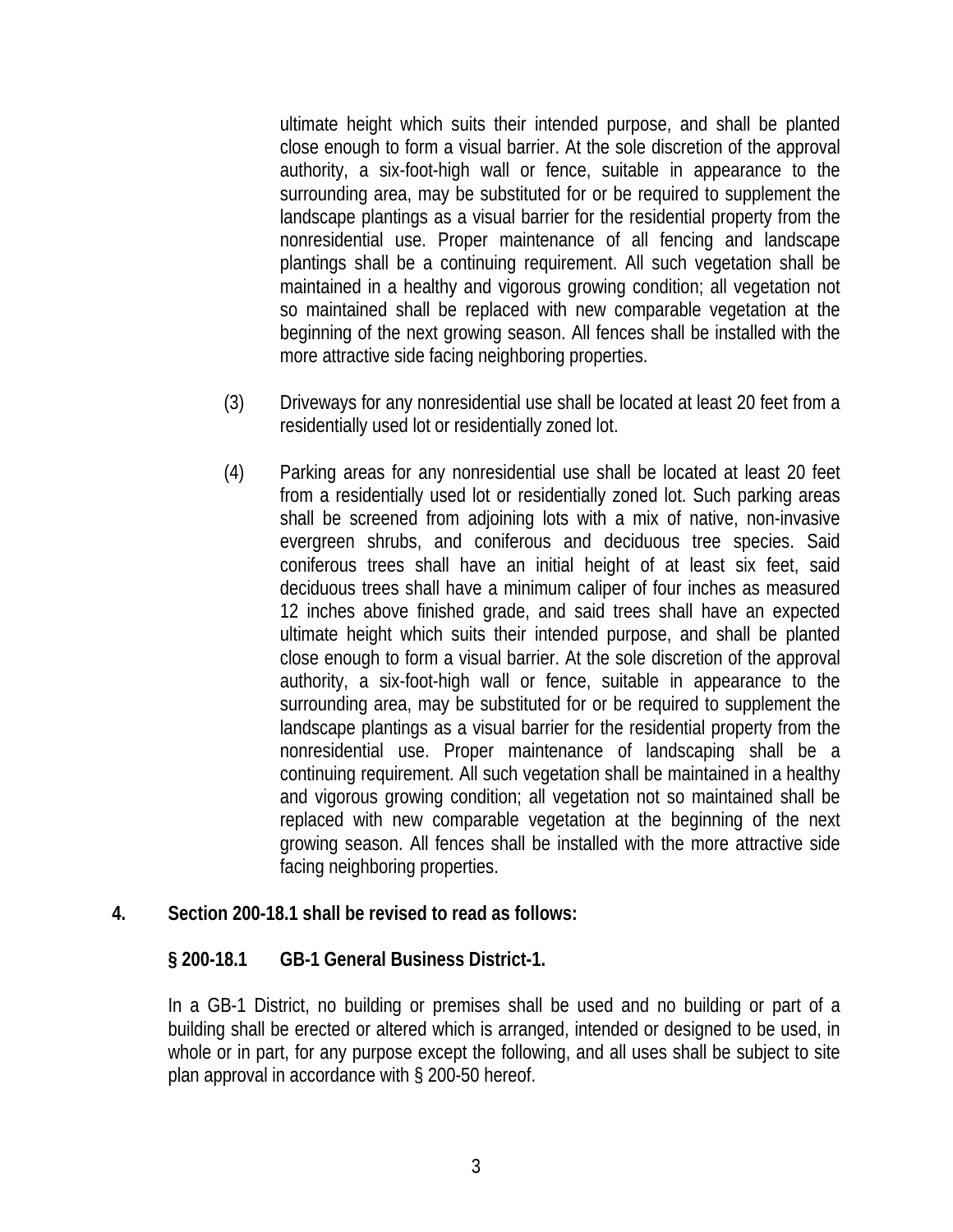ultimate height which suits their intended purpose, and shall be planted close enough to form a visual barrier. At the sole discretion of the approval authority, a six-foot-high wall or fence, suitable in appearance to the surrounding area, may be substituted for or be required to supplement the landscape plantings as a visual barrier for the residential property from the nonresidential use. Proper maintenance of all fencing and landscape plantings shall be a continuing requirement. All such vegetation shall be maintained in a healthy and vigorous growing condition; all vegetation not so maintained shall be replaced with new comparable vegetation at the beginning of the next growing season. All fences shall be installed with the more attractive side facing neighboring properties.

(3) Driveways for any nonresidential use shall be located at least 20 feet from a residentially used lot or residentially zoned lot.

(4) Parking areas for any nonresidential use shall be located at least 20 feet from a residentially used lot or residentially zoned lot. Such parking areas shall be screened from adjoining lots with a mix of native, non-invasive evergreen shrubs, and coniferous and deciduous tree species. Said coniferous trees shall have an initial height of at least six feet, said deciduous trees shall have a minimum caliper of four inches as measured 12 inches above finished grade, and said trees shall have an expected ultimate height which suits their intended purpose, and shall be planted close enough to form a visual barrier. At the sole discretion of the approval authority, a six-foot-high wall or fence, suitable in appearance to the surrounding area, may be substituted for or be required to supplement the landscape plantings as a visual barrier for the residential property from the nonresidential use. Proper maintenance of landscaping shall be a continuing requirement. All such vegetation shall be maintained in a healthy and vigorous growing condition; all vegetation not so maintained shall be replaced with new comparable vegetation at the beginning of the next growing season. All fences shall be installed with the more attractive side facing neighboring properties.

**4. Section 200-18.1 shall be revised to read as follows:**

**§ 200-18.1 GB-1 General Business District-1.**

In a GB-1 District, no building or premises shall be used and no building or part of a building shall be erected or altered which is arranged, intended or designed to be used, in whole or in part, for any purpose except the following, and all uses shall be subject to site plan approval in accordance with § 200-50 hereof.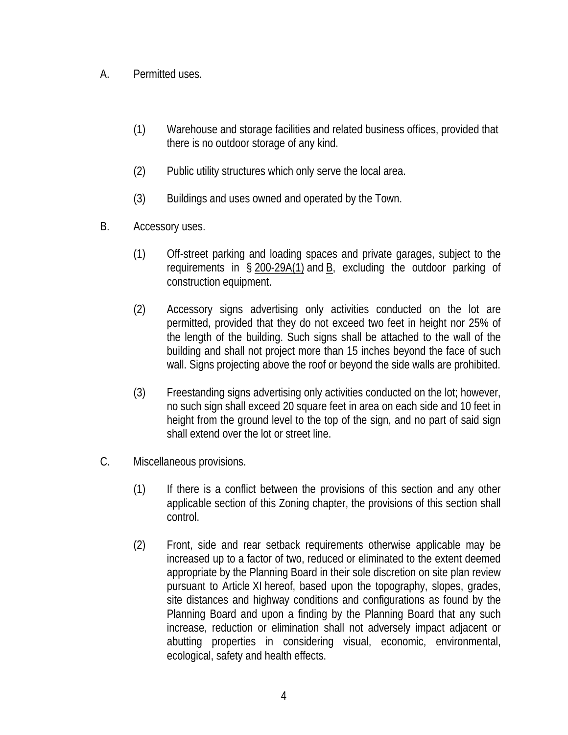A. Permitted uses.

(1) Warehouse and storage facilities and related business offices, provided that there is no outdoor storage of any kind.

(2) Public utility structures which only serve the local area.

(3) Buildings and uses owned and operated by the Town.

B. Accessory uses.

(1) Off-street parking and loading spaces and private garages, subject to the requirements in § 200-29A(1) and B, excluding the outdoor parking of construction equipment.

(2) Accessory signs advertising only activities conducted on the lot are permitted, provided that they do not exceed two feet in height nor 25% of the length of the building. Such signs shall be attached to the wall of the building and shall not project more than 15 inches beyond the face of such wall. Signs projecting above the roof or beyond the side walls are prohibited.

(3) Freestanding signs advertising only activities conducted on the lot; however, no such sign shall exceed 20 square feet in area on each side and 10 feet in height from the ground level to the top of the sign, and no part of said sign shall extend over the lot or street line.

C. Miscellaneous provisions.

(1) If there is a conflict between the provisions of this section and any other applicable section of this Zoning chapter, the provisions of this section shall control.

(2) Front, side and rear setback requirements otherwise applicable may be increased up to a factor of two, reduced or eliminated to the extent deemed appropriate by the Planning Board in their sole discretion on site plan review pursuant to Article XI hereof, based upon the topography, slopes, grades, site distances and highway conditions and configurations as found by the Planning Board and upon a finding by the Planning Board that any such increase, reduction or elimination shall not adversely impact adjacent or abutting properties in considering visual, economic, environmental, ecological, safety and health effects.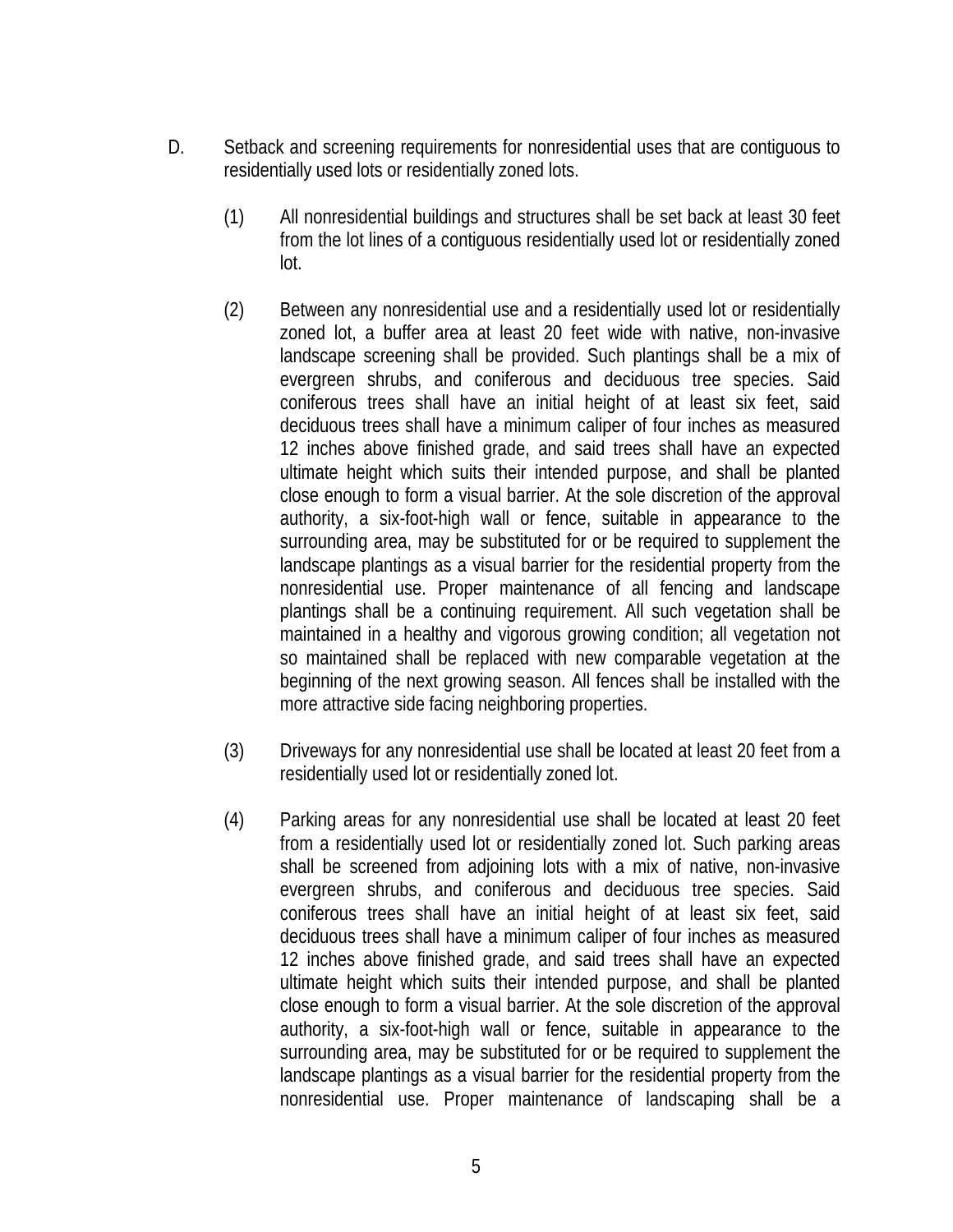D. Setback and screening requirements for nonresidential uses that are contiguous to residentially used lots or residentially zoned lots.

(1) All nonresidential buildings and structures shall be set back at least 30 feet from the lot lines of a contiguous residentially used lot or residentially zoned lot.

(2) Between any nonresidential use and a residentially used lot or residentially zoned lot, a buffer area at least 20 feet wide with native, non-invasive landscape screening shall be provided. Such plantings shall be a mix of evergreen shrubs, and coniferous and deciduous tree species. Said coniferous trees shall have an initial height of at least six feet, said deciduous trees shall have a minimum caliper of four inches as measured 12 inches above finished grade, and said trees shall have an expected ultimate height which suits their intended purpose, and shall be planted close enough to form a visual barrier. At the sole discretion of the approval authority, a six-foot-high wall or fence, suitable in appearance to the surrounding area, may be substituted for or be required to supplement the landscape plantings as a visual barrier for the residential property from the nonresidential use. Proper maintenance of all fencing and landscape plantings shall be a continuing requirement. All such vegetation shall be maintained in a healthy and vigorous growing condition; all vegetation not so maintained shall be replaced with new comparable vegetation at the beginning of the next growing season. All fences shall be installed with the more attractive side facing neighboring properties.

(3) Driveways for any nonresidential use shall be located at least 20 feet from a residentially used lot or residentially zoned lot.

(4) Parking areas for any nonresidential use shall be located at least 20 feet from a residentially used lot or residentially zoned lot. Such parking areas shall be screened from adjoining lots with a mix of native, non-invasive evergreen shrubs, and coniferous and deciduous tree species. Said coniferous trees shall have an initial height of at least six feet, said deciduous trees shall have a minimum caliper of four inches as measured 12 inches above finished grade, and said trees shall have an expected ultimate height which suits their intended purpose, and shall be planted close enough to form a visual barrier. At the sole discretion of the approval authority, a six-foot-high wall or fence, suitable in appearance to the surrounding area, may be substituted for or be required to supplement the landscape plantings as a visual barrier for the residential property from the nonresidential use. Proper maintenance of landscaping shall be a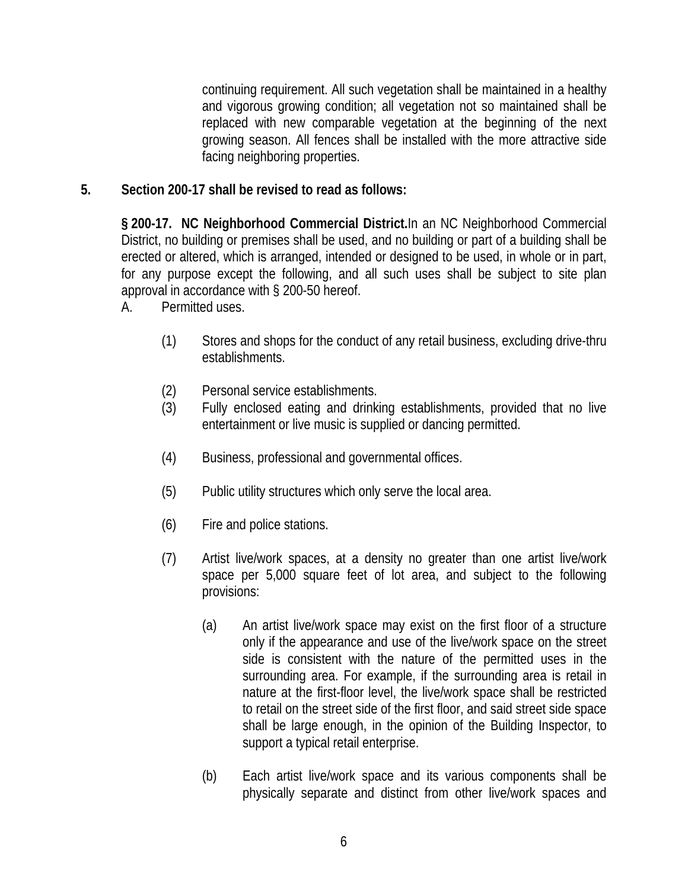continuing requirement. All such vegetation shall be maintained in a healthy and vigorous growing condition; all vegetation not so maintained shall be replaced with new comparable vegetation at the beginning of the next growing season. All fences shall be installed with the more attractive side facing neighboring properties.

**5. Section 200-17 shall be revised to read as follows:**

**§ 200-17. NC Neighborhood Commercial District.** In an NC Neighborhood Commercial District, no building or premises shall be used, and no building or part of a building shall be erected or altered, which is arranged, intended or designed to be used, in whole or in part, for any purpose except the following, and all such uses shall be subject to site plan approval in accordance with § 200-50 hereof.

A. Permitted uses.

(1) Stores and shops for the conduct of any retail business, excluding drive-thru establishments.

(2) Personal service establishments.

(3) Fully enclosed eating and drinking establishments, provided that no live entertainment or live music is supplied or dancing permitted.

(4) Business, professional and governmental offices.

(5) Public utility structures which only serve the local area.

(6) Fire and police stations.

(7) Artist live/work spaces, at a density no greater than one artist live/work space per 5,000 square feet of lot area, and subject to the following provisions:

(a) An artist live/work space may exist on the first floor of a structure only if the appearance and use of the live/work space on the street side is consistent with the nature of the permitted uses in the surrounding area. For example, if the surrounding area is retail in nature at the first-floor level, the live/work space shall be restricted to retail on the street side of the first floor, and said street side space shall be large enough, in the opinion of the Building Inspector, to support a typical retail enterprise.

(b) Each artist live/work space and its various components shall be physically separate and distinct from other live/work spaces and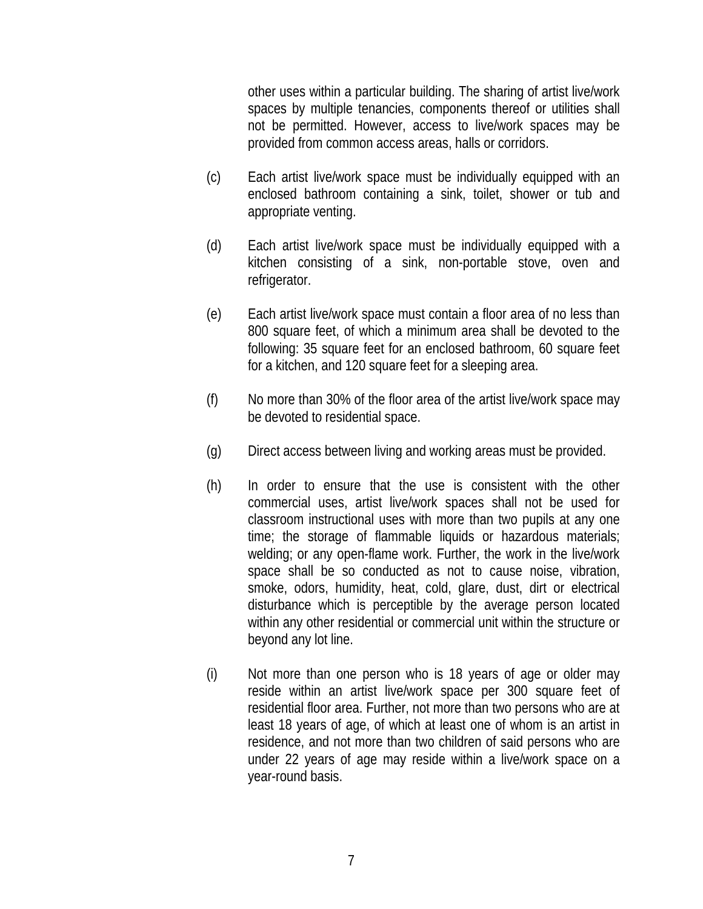other uses within a particular building. The sharing of artist live/work spaces by multiple tenancies, components thereof or utilities shall not be permitted. However, access to live/work spaces may be provided from common access areas, halls or corridors.

(c) Each artist live/work space must be individually equipped with an enclosed bathroom containing a sink, toilet, shower or tub and appropriate venting.

(d) Each artist live/work space must be individually equipped with a kitchen consisting of a sink, non-portable stove, oven and refrigerator.

(e) Each artist live/work space must contain a floor area of no less than 800 square feet, of which a minimum area shall be devoted to the following: 35 square feet for an enclosed bathroom, 60 square feet for a kitchen, and 120 square feet for a sleeping area.

(f) No more than 30% of the floor area of the artist live/work space may be devoted to residential space.

(g) Direct access between living and working areas must be provided.

(h) In order to ensure that the use is consistent with the other commercial uses, artist live/work spaces shall not be used for classroom instructional uses with more than two pupils at any one time; the storage of flammable liquids or hazardous materials; welding; or any open-flame work. Further, the work in the live/work space shall be so conducted as not to cause noise, vibration, smoke, odors, humidity, heat, cold, glare, dust, dirt or electrical disturbance which is perceptible by the average person located within any other residential or commercial unit within the structure or beyond any lot line.

(i) Not more than one person who is 18 years of age or older may reside within an artist live/work space per 300 square feet of residential floor area. Further, not more than two persons who are at least 18 years of age, of which at least one of whom is an artist in residence, and not more than two children of said persons who are under 22 years of age may reside within a live/work space on a year-round basis.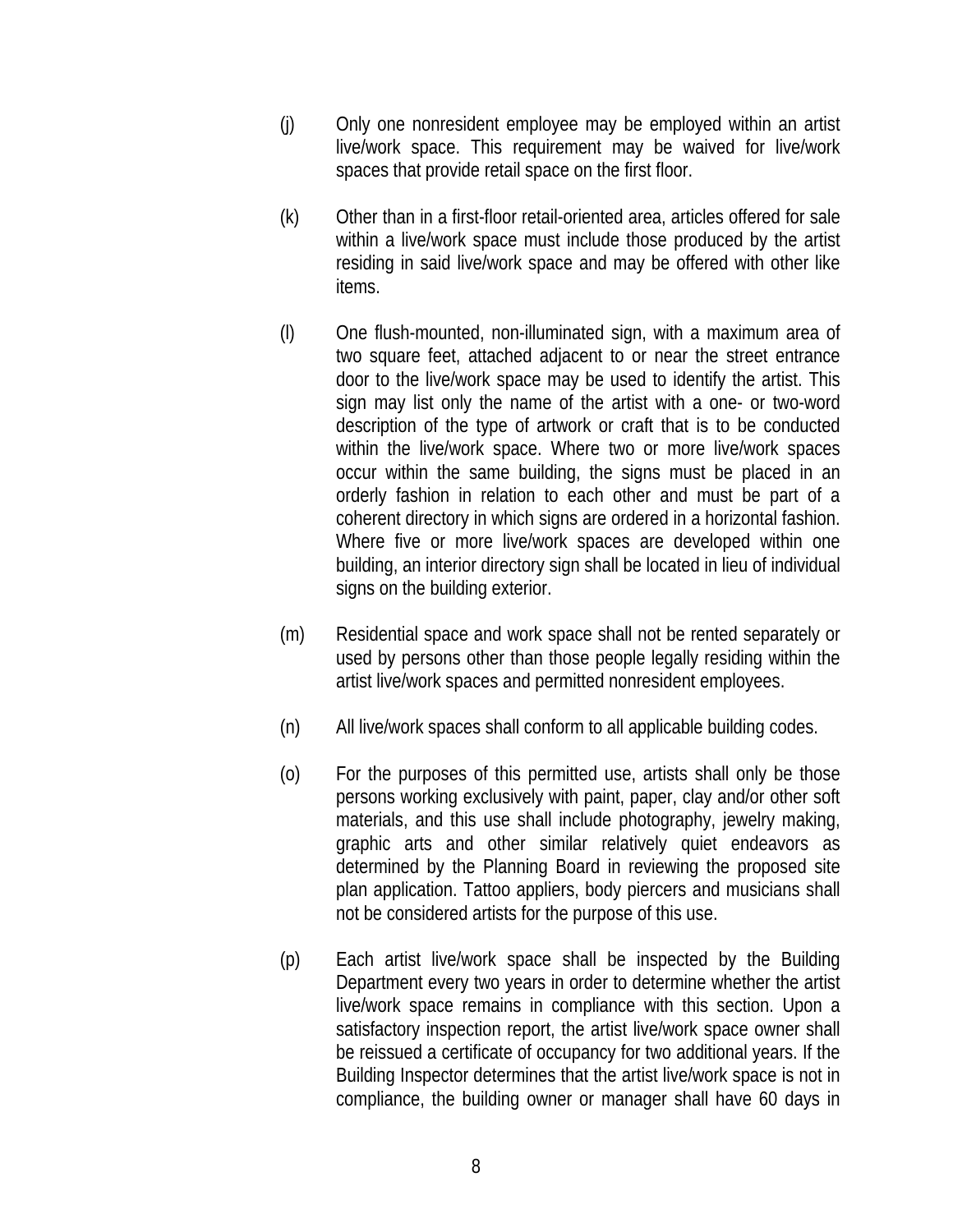(j) Only one nonresident employee may be employed within an artist live/work space. This requirement may be waived for live/work spaces that provide retail space on the first floor.

(k) Other than in a first-floor retail-oriented area, articles offered for sale within a live/work space must include those produced by the artist residing in said live/work space and may be offered with other like items.

(l) One flush-mounted, non-illuminated sign, with a maximum area of two square feet, attached adjacent to or near the street entrance door to the live/work space may be used to identify the artist. This sign may list only the name of the artist with a one- or two-word description of the type of artwork or craft that is to be conducted within the live/work space. Where two or more live/work spaces occur within the same building, the signs must be placed in an orderly fashion in relation to each other and must be part of a coherent directory in which signs are ordered in a horizontal fashion. Where five or more live/work spaces are developed within one building, an interior directory sign shall be located in lieu of individual signs on the building exterior.

(m) Residential space and work space shall not be rented separately or used by persons other than those people legally residing within the artist live/work spaces and permitted nonresident employees.

(n) All live/work spaces shall conform to all applicable building codes.

(o) For the purposes of this permitted use, artists shall only be those persons working exclusively with paint, paper, clay and/or other soft materials, and this use shall include photography, jewelry making, graphic arts and other similar relatively quiet endeavors as determined by the Planning Board in reviewing the proposed site plan application. Tattoo appliers, body piercers and musicians shall not be considered artists for the purpose of this use.

(p) Each artist live/work space shall be inspected by the Building Department every two years in order to determine whether the artist live/work space remains in compliance with this section. Upon a satisfactory inspection report, the artist live/work space owner shall be reissued a certificate of occupancy for two additional years. If the Building Inspector determines that the artist live/work space is not in compliance, the building owner or manager shall have 60 days in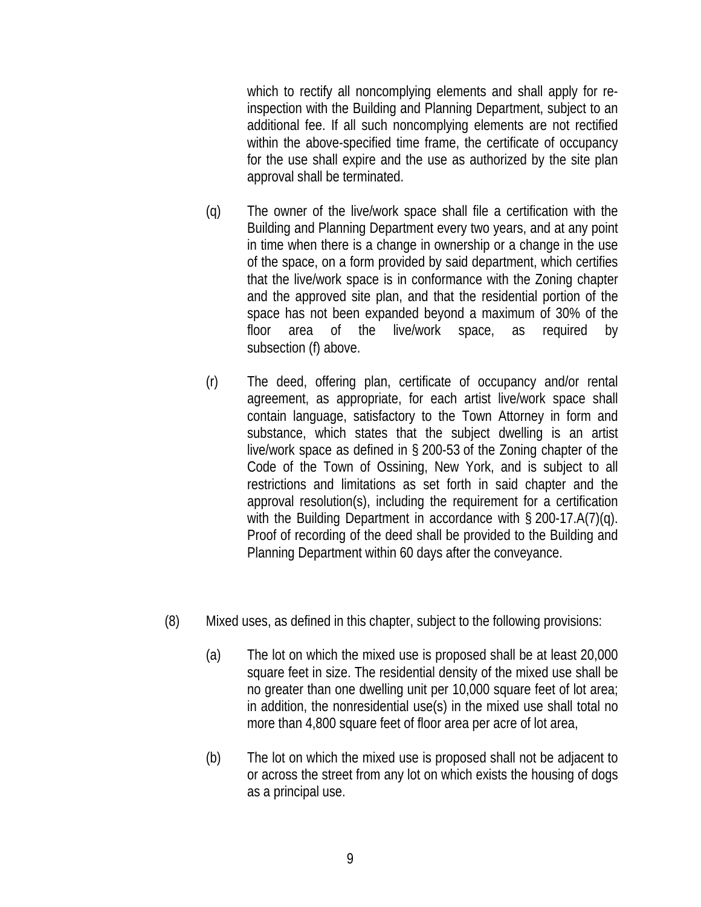which to rectify all noncomplying elements and shall apply for re-inspection with the Building and Planning Department, subject to an additional fee. If all such noncomplying elements are not rectified within the above-specified time frame, the certificate of occupancy for the use shall expire and the use as authorized by the site plan approval shall be terminated.

(q) The owner of the live/work space shall file a certification with the Building and Planning Department every two years, and at any point in time when there is a change in ownership or a change in the use of the space, on a form provided by said department, which certifies that the live/work space is in conformance with the Zoning chapter and the approved site plan, and that the residential portion of the space has not been expanded beyond a maximum of 30% of the floor area of the live/work space, as required by subsection (f) above.

(r) The deed, offering plan, certificate of occupancy and/or rental agreement, as appropriate, for each artist live/work space shall contain language, satisfactory to the Town Attorney in form and substance, which states that the subject dwelling is an artist live/work space as defined in § 200-53 of the Zoning chapter of the Code of the Town of Ossining, New York, and is subject to all restrictions and limitations as set forth in said chapter and the approval resolution(s), including the requirement for a certification with the Building Department in accordance with § 200-17.A(7)(q). Proof of recording of the deed shall be provided to the Building and Planning Department within 60 days after the conveyance.

(8) Mixed uses, as defined in this chapter, subject to the following provisions:

(a) The lot on which the mixed use is proposed shall be at least 20,000 square feet in size. The residential density of the mixed use shall be no greater than one dwelling unit per 10,000 square feet of lot area; in addition, the nonresidential use(s) in the mixed use shall total no more than 4,800 square feet of floor area per acre of lot area,

(b) The lot on which the mixed use is proposed shall not be adjacent to or across the street from any lot on which exists the housing of dogs as a principal use.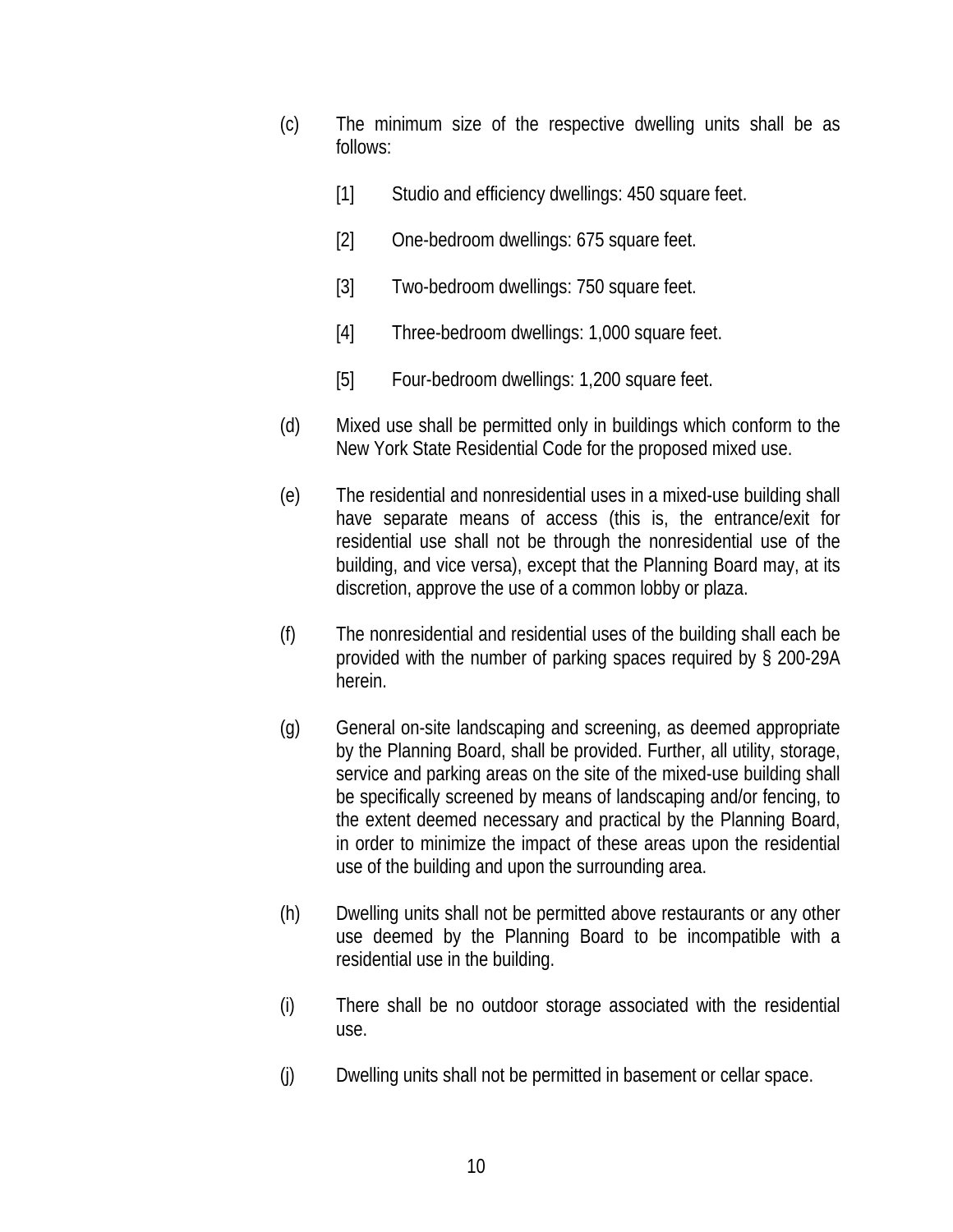(c) The minimum size of the respective dwelling units shall be as follows:

   [1] Studio and efficiency dwellings: 450 square feet.

   [2] One-bedroom dwellings: 675 square feet.

   [3] Two-bedroom dwellings: 750 square feet.

   [4] Three-bedroom dwellings: 1,000 square feet.

   [5] Four-bedroom dwellings: 1,200 square feet.

(d) Mixed use shall be permitted only in buildings which conform to the New York State Residential Code for the proposed mixed use.

(e) The residential and nonresidential uses in a mixed-use building shall have separate means of access (this is, the entrance/exit for residential use shall not be through the nonresidential use of the building, and vice versa), except that the Planning Board may, at its discretion, approve the use of a common lobby or plaza.

(f) The nonresidential and residential uses of the building shall each be provided with the number of parking spaces required by § 200-29A herein.

(g) General on-site landscaping and screening, as deemed appropriate by the Planning Board, shall be provided. Further, all utility, storage, service and parking areas on the site of the mixed-use building shall be specifically screened by means of landscaping and/or fencing, to the extent deemed necessary and practical by the Planning Board, in order to minimize the impact of these areas upon the residential use of the building and upon the surrounding area.

(h) Dwelling units shall not be permitted above restaurants or any other use deemed by the Planning Board to be incompatible with a residential use in the building.

(i) There shall be no outdoor storage associated with the residential use.

(j) Dwelling units shall not be permitted in basement or cellar space.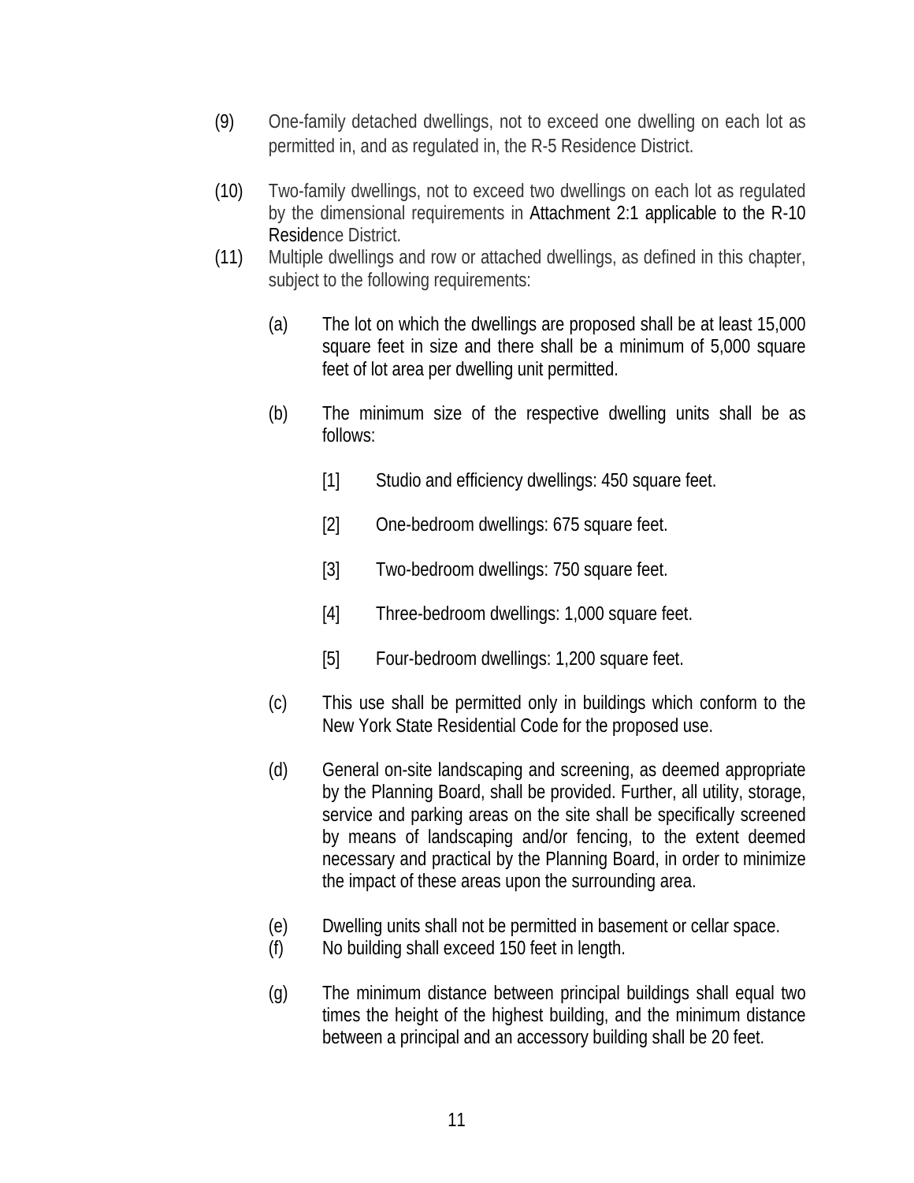(9) One-family detached dwellings, not to exceed one dwelling on each lot as permitted in, and as regulated in, the R-5 Residence District.

(10) Two-family dwellings, not to exceed two dwellings on each lot as regulated by the dimensional requirements in Attachment 2:1 applicable to the R-10 Residence District.

(11) Multiple dwellings and row or attached dwellings, as defined in this chapter, subject to the following requirements:

(a) The lot on which the dwellings are proposed shall be at least 15,000 square feet in size and there shall be a minimum of 5,000 square feet of lot area per dwelling unit permitted.

(b) The minimum size of the respective dwelling units shall be as follows:

[1] Studio and efficiency dwellings: 450 square feet.

[2] One-bedroom dwellings: 675 square feet.

[3] Two-bedroom dwellings: 750 square feet.

[4] Three-bedroom dwellings: 1,000 square feet.

[5] Four-bedroom dwellings: 1,200 square feet.

(c) This use shall be permitted only in buildings which conform to the New York State Residential Code for the proposed use.

(d) General on-site landscaping and screening, as deemed appropriate by the Planning Board, shall be provided. Further, all utility, storage, service and parking areas on the site shall be specifically screened by means of landscaping and/or fencing, to the extent deemed necessary and practical by the Planning Board, in order to minimize the impact of these areas upon the surrounding area.

(e) Dwelling units shall not be permitted in basement or cellar space.

(f) No building shall exceed 150 feet in length.

(g) The minimum distance between principal buildings shall equal two times the height of the highest building, and the minimum distance between a principal and an accessory building shall be 20 feet.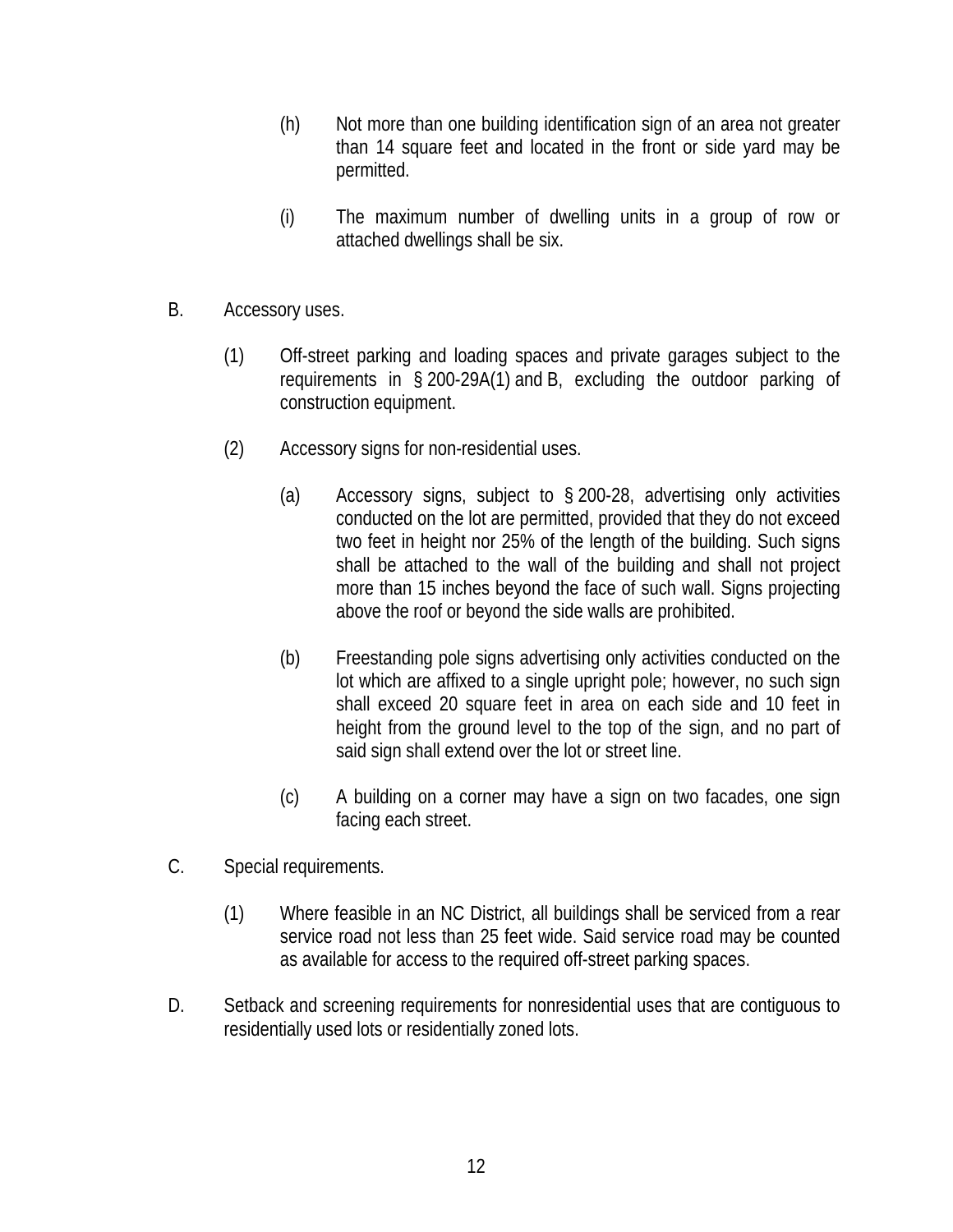(h) Not more than one building identification sign of an area not greater than 14 square feet and located in the front or side yard may be permitted.

(i) The maximum number of dwelling units in a group of row or attached dwellings shall be six.

B. Accessory uses.

(1) Off-street parking and loading spaces and private garages subject to the requirements in § 200-29A(1) and B, excluding the outdoor parking of construction equipment.

(2) Accessory signs for non-residential uses.

(a) Accessory signs, subject to § 200-28, advertising only activities conducted on the lot are permitted, provided that they do not exceed two feet in height nor 25% of the length of the building. Such signs shall be attached to the wall of the building and shall not project more than 15 inches beyond the face of such wall. Signs projecting above the roof or beyond the side walls are prohibited.

(b) Freestanding pole signs advertising only activities conducted on the lot which are affixed to a single upright pole; however, no such sign shall exceed 20 square feet in area on each side and 10 feet in height from the ground level to the top of the sign, and no part of said sign shall extend over the lot or street line.

(c) A building on a corner may have a sign on two facades, one sign facing each street.

C. Special requirements.

(1) Where feasible in an NC District, all buildings shall be serviced from a rear service road not less than 25 feet wide. Said service road may be counted as available for access to the required off-street parking spaces.

D. Setback and screening requirements for nonresidential uses that are contiguous to residentially used lots or residentially zoned lots.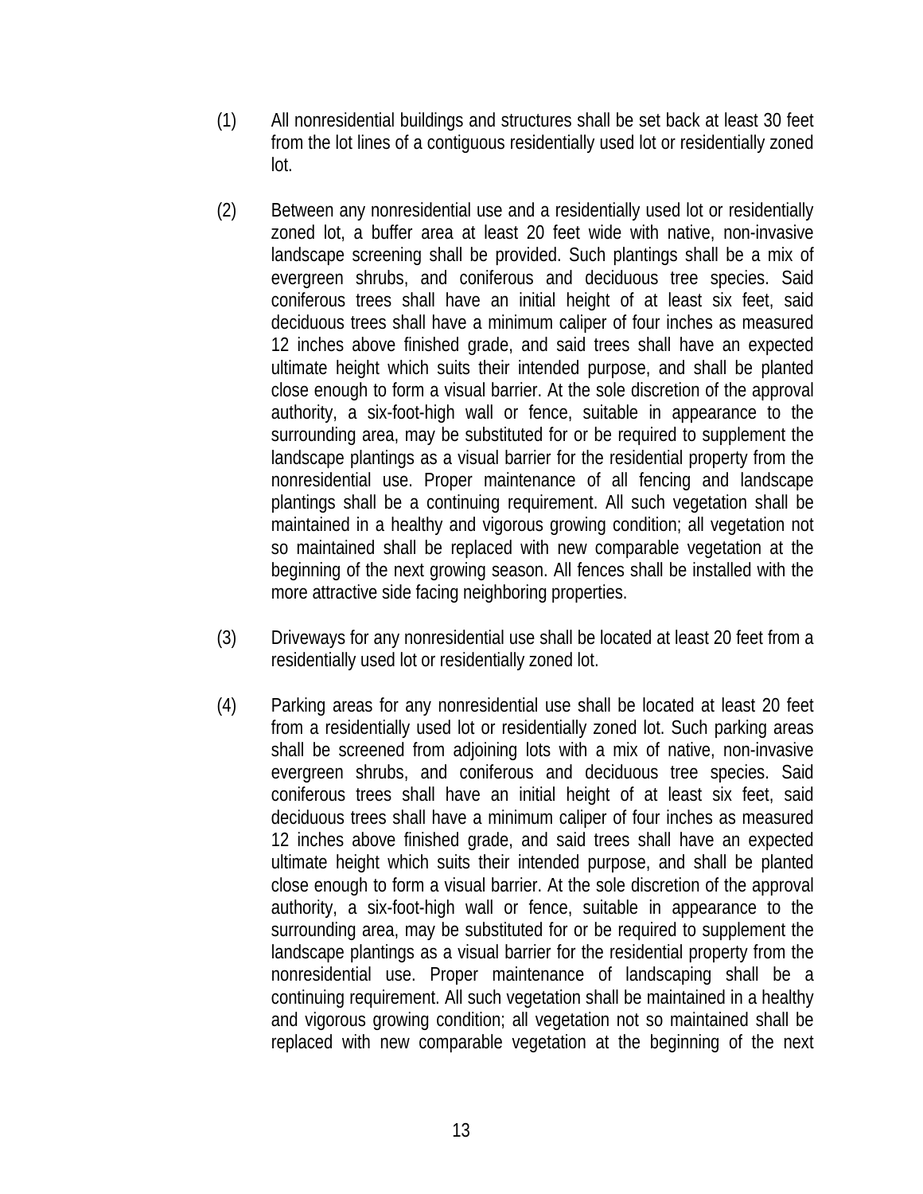(1) All nonresidential buildings and structures shall be set back at least 30 feet from the lot lines of a contiguous residentially used lot or residentially zoned lot.

(2) Between any nonresidential use and a residentially used lot or residentially zoned lot, a buffer area at least 20 feet wide with native, non-invasive landscape screening shall be provided. Such plantings shall be a mix of evergreen shrubs, and coniferous and deciduous tree species. Said coniferous trees shall have an initial height of at least six feet, said deciduous trees shall have a minimum caliper of four inches as measured 12 inches above finished grade, and said trees shall have an expected ultimate height which suits their intended purpose, and shall be planted close enough to form a visual barrier. At the sole discretion of the approval authority, a six-foot-high wall or fence, suitable in appearance to the surrounding area, may be substituted for or be required to supplement the landscape plantings as a visual barrier for the residential property from the nonresidential use. Proper maintenance of all fencing and landscape plantings shall be a continuing requirement. All such vegetation shall be maintained in a healthy and vigorous growing condition; all vegetation not so maintained shall be replaced with new comparable vegetation at the beginning of the next growing season. All fences shall be installed with the more attractive side facing neighboring properties.

(3) Driveways for any nonresidential use shall be located at least 20 feet from a residentially used lot or residentially zoned lot.

(4) Parking areas for any nonresidential use shall be located at least 20 feet from a residentially used lot or residentially zoned lot. Such parking areas shall be screened from adjoining lots with a mix of native, non-invasive evergreen shrubs, and coniferous and deciduous tree species. Said coniferous trees shall have an initial height of at least six feet, said deciduous trees shall have a minimum caliper of four inches as measured 12 inches above finished grade, and said trees shall have an expected ultimate height which suits their intended purpose, and shall be planted close enough to form a visual barrier. At the sole discretion of the approval authority, a six-foot-high wall or fence, suitable in appearance to the surrounding area, may be substituted for or be required to supplement the landscape plantings as a visual barrier for the residential property from the nonresidential use. Proper maintenance of landscaping shall be a continuing requirement. All such vegetation shall be maintained in a healthy and vigorous growing condition; all vegetation not so maintained shall be replaced with new comparable vegetation at the beginning of the next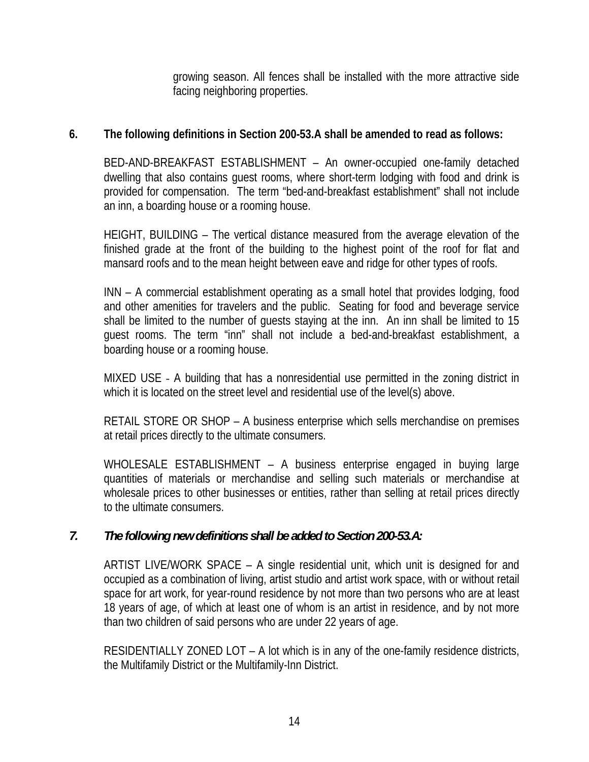growing season. All fences shall be installed with the more attractive side facing neighboring properties.

**6. The following definitions in Section 200-53.A shall be amended to read as follows:**

BED-AND-BREAKFAST ESTABLISHMENT – An owner-occupied one-family detached dwelling that also contains guest rooms, where short-term lodging with food and drink is provided for compensation. The term “bed-and-breakfast establishment” shall not include an inn, a boarding house or a rooming house.

HEIGHT, BUILDING – The vertical distance measured from the average elevation of the finished grade at the front of the building to the highest point of the roof for flat and mansard roofs and to the mean height between eave and ridge for other types of roofs.

INN – A commercial establishment operating as a small hotel that provides lodging, food and other amenities for travelers and the public. Seating for food and beverage service shall be limited to the number of guests staying at the inn. An inn shall be limited to 15 guest rooms. The term “inn” shall not include a bed-and-breakfast establishment, a boarding house or a rooming house.

MIXED USE - A building that has a nonresidential use permitted in the zoning district in which it is located on the street level and residential use of the level(s) above.

RETAIL STORE OR SHOP – A business enterprise which sells merchandise on premises at retail prices directly to the ultimate consumers.

WHOLESALE ESTABLISHMENT – A business enterprise engaged in buying large quantities of materials or merchandise and selling such materials or merchandise at wholesale prices to other businesses or entities, rather than selling at retail prices directly to the ultimate consumers.

***7. The following new definitions shall be added to Section 200-53.A:***

ARTIST LIVE/WORK SPACE – A single residential unit, which unit is designed for and occupied as a combination of living, artist studio and artist work space, with or without retail space for art work, for year-round residence by not more than two persons who are at least 18 years of age, of which at least one of whom is an artist in residence, and by not more than two children of said persons who are under 22 years of age.

RESIDENTIALLY ZONED LOT – A lot which is in any of the one-family residence districts, the Multifamily District or the Multifamily-Inn District.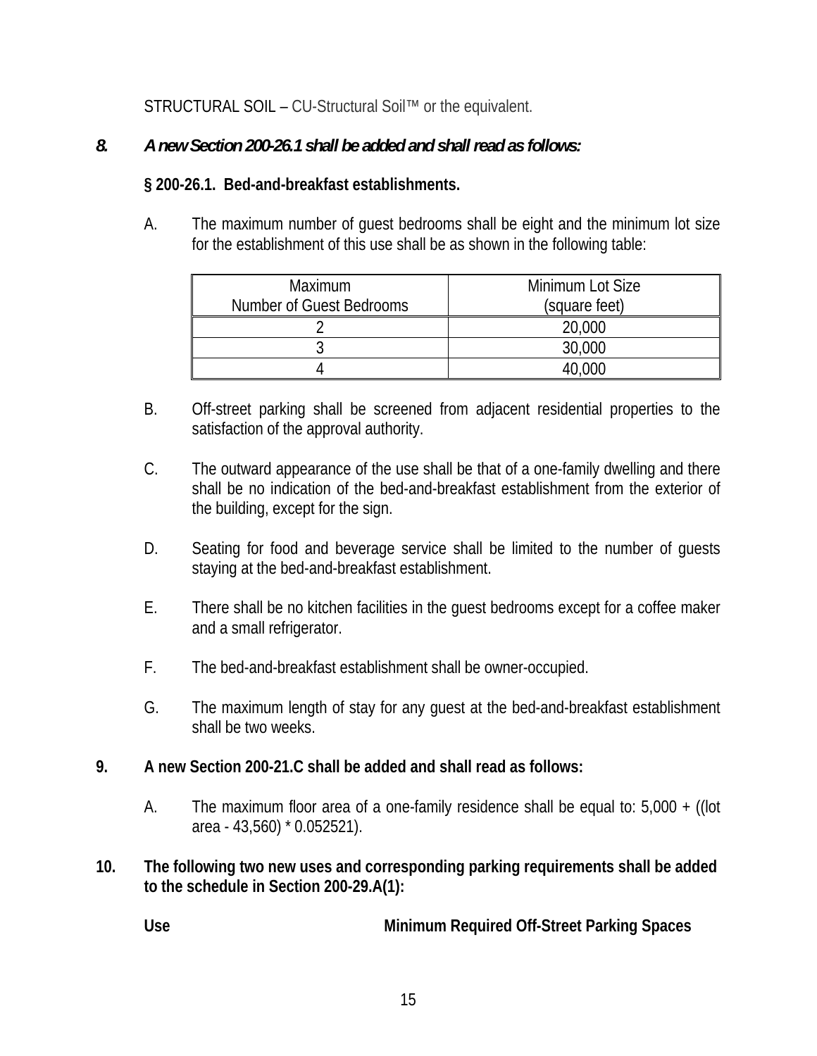STRUCTURAL SOIL – CU-Structural Soil™ or the equivalent.

***8. A new Section 200-26.1 shall be added and shall read as follows:***

**§ 200-26.1. Bed-and-breakfast establishments.**

A. The maximum number of guest bedrooms shall be eight and the minimum lot size for the establishment of this use shall be as shown in the following table:

| Maximum Number of Guest Bedrooms | Minimum Lot Size (square feet) |
|---|---|
| 2 | 20,000 |
| 3 | 30,000 |
| 4 | 40,000 |

B. Off-street parking shall be screened from adjacent residential properties to the satisfaction of the approval authority.

C. The outward appearance of the use shall be that of a one-family dwelling and there shall be no indication of the bed-and-breakfast establishment from the exterior of the building, except for the sign.

D. Seating for food and beverage service shall be limited to the number of guests staying at the bed-and-breakfast establishment.

E. There shall be no kitchen facilities in the guest bedrooms except for a coffee maker and a small refrigerator.

F. The bed-and-breakfast establishment shall be owner-occupied.

G. The maximum length of stay for any guest at the bed-and-breakfast establishment shall be two weeks.

**9. A new Section 200-21.C shall be added and shall read as follows:**

A. The maximum floor area of a one-family residence shall be equal to: 5,000 + ((lot area - 43,560) * 0.052521).

**10. The following two new uses and corresponding parking requirements shall be added to the schedule in Section 200-29.A(1):**

**Use** **Minimum Required Off-Street Parking Spaces**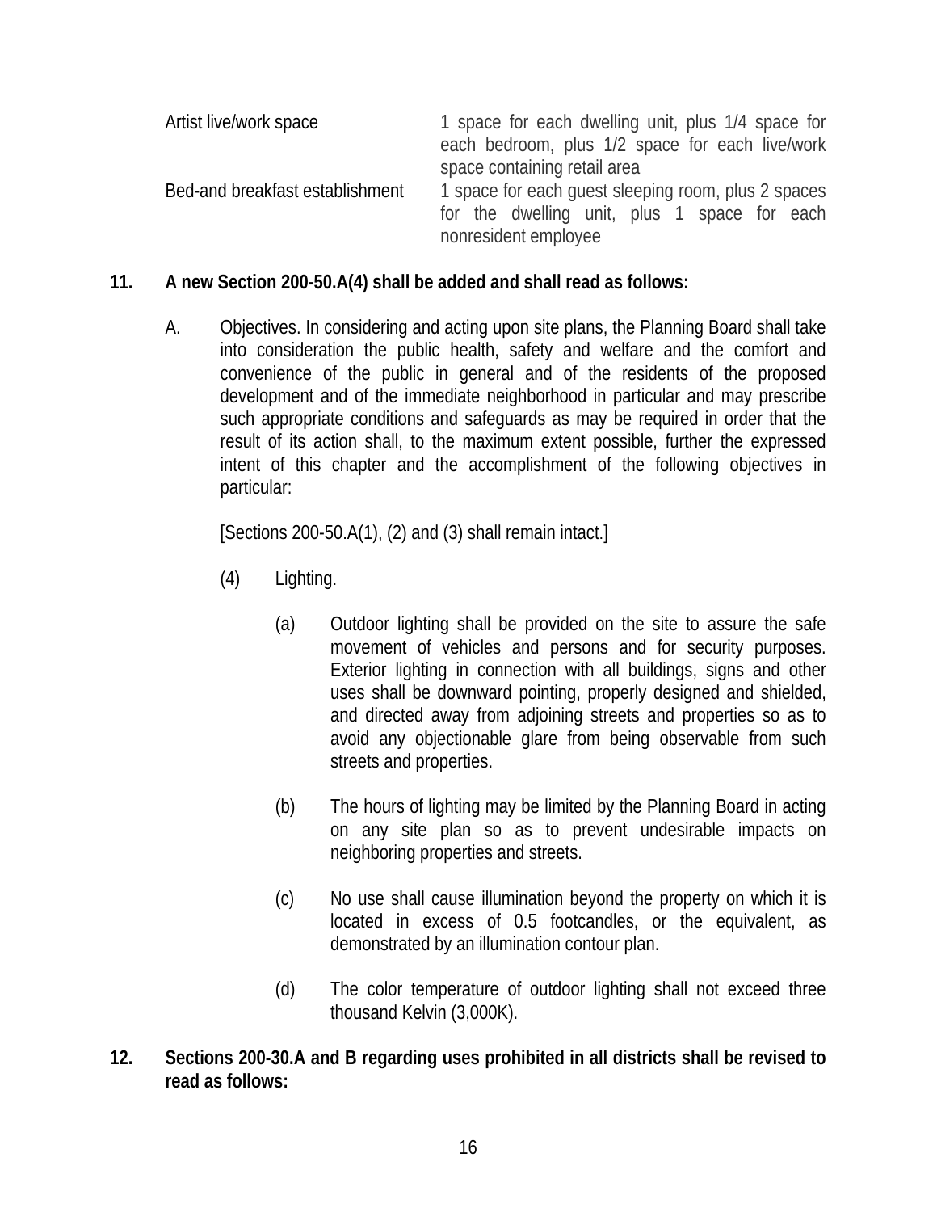| | |
|---|---|
| Artist live/work space | 1 space for each dwelling unit, plus 1/4 space for each bedroom, plus 1/2 space for each live/work space containing retail area |
| Bed-and breakfast establishment | 1 space for each guest sleeping room, plus 2 spaces for the dwelling unit, plus 1 space for each nonresident employee |

**11. A new Section 200-50.A(4) shall be added and shall read as follows:**

A. Objectives. In considering and acting upon site plans, the Planning Board shall take into consideration the public health, safety and welfare and the comfort and convenience of the public in general and of the residents of the proposed development and of the immediate neighborhood in particular and may prescribe such appropriate conditions and safeguards as may be required in order that the result of its action shall, to the maximum extent possible, further the expressed intent of this chapter and the accomplishment of the following objectives in particular:

[Sections 200-50.A(1), (2) and (3) shall remain intact.]

(4) Lighting.

(a) Outdoor lighting shall be provided on the site to assure the safe movement of vehicles and persons and for security purposes. Exterior lighting in connection with all buildings, signs and other uses shall be downward pointing, properly designed and shielded, and directed away from adjoining streets and properties so as to avoid any objectionable glare from being observable from such streets and properties.

(b) The hours of lighting may be limited by the Planning Board in acting on any site plan so as to prevent undesirable impacts on neighboring properties and streets.

(c) No use shall cause illumination beyond the property on which it is located in excess of 0.5 footcandles, or the equivalent, as demonstrated by an illumination contour plan.

(d) The color temperature of outdoor lighting shall not exceed three thousand Kelvin (3,000K).

**12. Sections 200-30.A and B regarding uses prohibited in all districts shall be revised to read as follows:**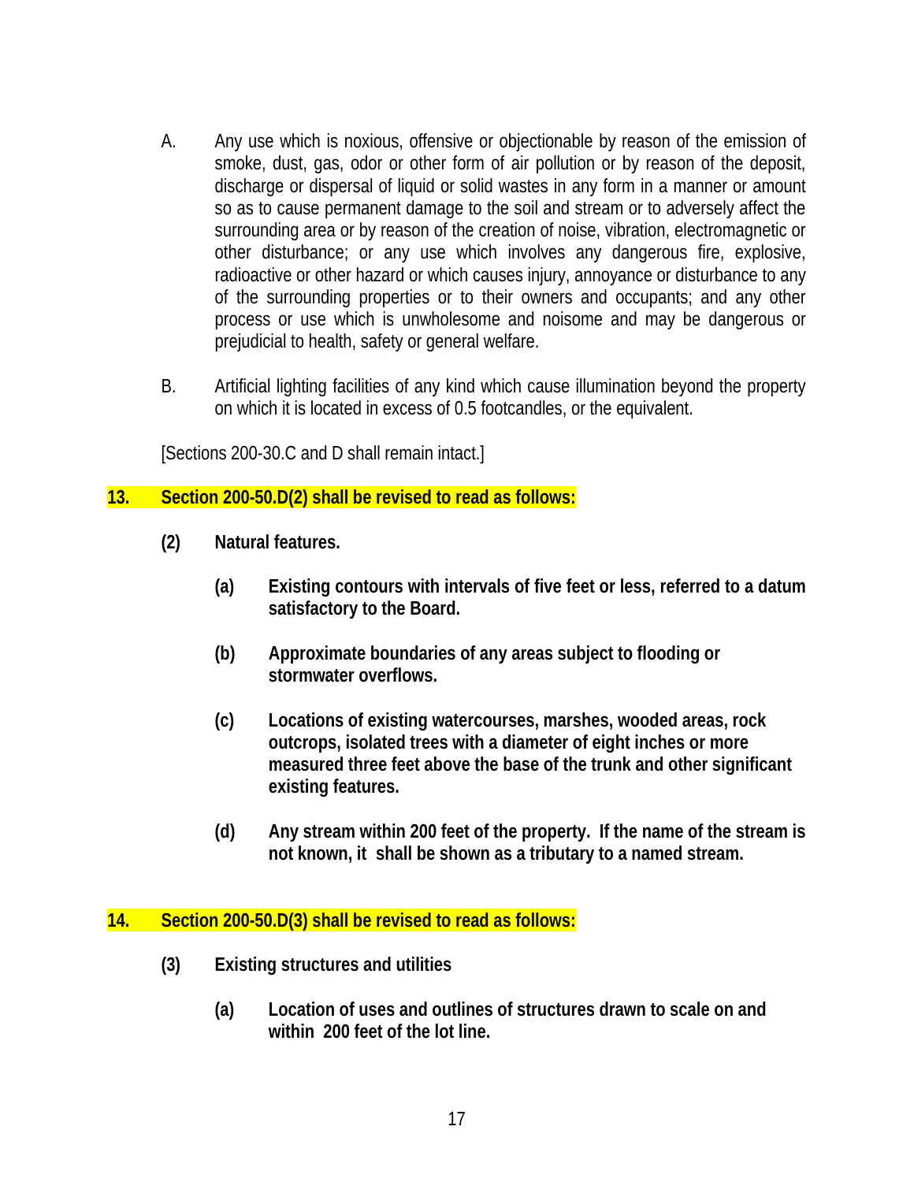A. Any use which is noxious, offensive or objectionable by reason of the emission of smoke, dust, gas, odor or other form of air pollution or by reason of the deposit, discharge or dispersal of liquid or solid wastes in any form in a manner or amount so as to cause permanent damage to the soil and stream or to adversely affect the surrounding area or by reason of the creation of noise, vibration, electromagnetic or other disturbance; or any use which involves any dangerous fire, explosive, radioactive or other hazard or which causes injury, annoyance or disturbance to any of the surrounding properties or to their owners and occupants; and any other process or use which is unwholesome and noisome and may be dangerous or prejudicial to health, safety or general welfare.

B. Artificial lighting facilities of any kind which cause illumination beyond the property on which it is located in excess of 0.5 footcandles, or the equivalent.

[Sections 200-30.C and D shall remain intact.]

**13. Section 200-50.D(2) shall be revised to read as follows:**

**(2) Natural features.**

**(a) Existing contours with intervals of five feet or less, referred to a datum satisfactory to the Board.**

**(b) Approximate boundaries of any areas subject to flooding or stormwater overflows.**

**(c) Locations of existing watercourses, marshes, wooded areas, rock outcrops, isolated trees with a diameter of eight inches or more measured three feet above the base of the trunk and other significant existing features.**

**(d) Any stream within 200 feet of the property. If the name of the stream is not known, it shall be shown as a tributary to a named stream.**

**14. Section 200-50.D(3) shall be revised to read as follows:**

**(3) Existing structures and utilities**

**(a) Location of uses and outlines of structures drawn to scale on and within 200 feet of the lot line.**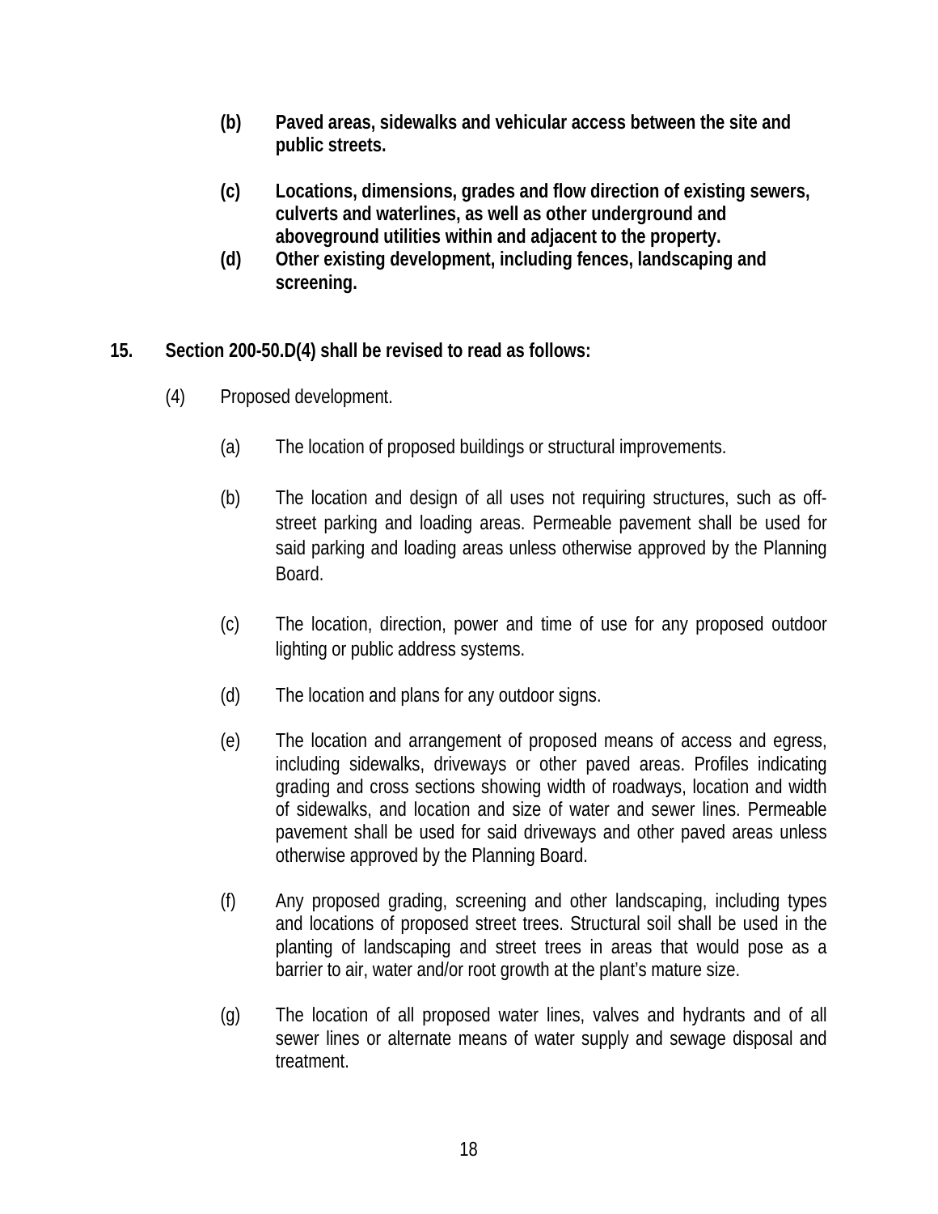**(b) Paved areas, sidewalks and vehicular access between the site and public streets.**

**(c) Locations, dimensions, grades and flow direction of existing sewers, culverts and waterlines, as well as other underground and aboveground utilities within and adjacent to the property.**

**(d) Other existing development, including fences, landscaping and screening.**

**15. Section 200-50.D(4) shall be revised to read as follows:**

(4) Proposed development.

(a) The location of proposed buildings or structural improvements.

(b) The location and design of all uses not requiring structures, such as off-street parking and loading areas. Permeable pavement shall be used for said parking and loading areas unless otherwise approved by the Planning Board.

(c) The location, direction, power and time of use for any proposed outdoor lighting or public address systems.

(d) The location and plans for any outdoor signs.

(e) The location and arrangement of proposed means of access and egress, including sidewalks, driveways or other paved areas. Profiles indicating grading and cross sections showing width of roadways, location and width of sidewalks, and location and size of water and sewer lines. Permeable pavement shall be used for said driveways and other paved areas unless otherwise approved by the Planning Board.

(f) Any proposed grading, screening and other landscaping, including types and locations of proposed street trees. Structural soil shall be used in the planting of landscaping and street trees in areas that would pose as a barrier to air, water and/or root growth at the plant's mature size.

(g) The location of all proposed water lines, valves and hydrants and of all sewer lines or alternate means of water supply and sewage disposal and treatment.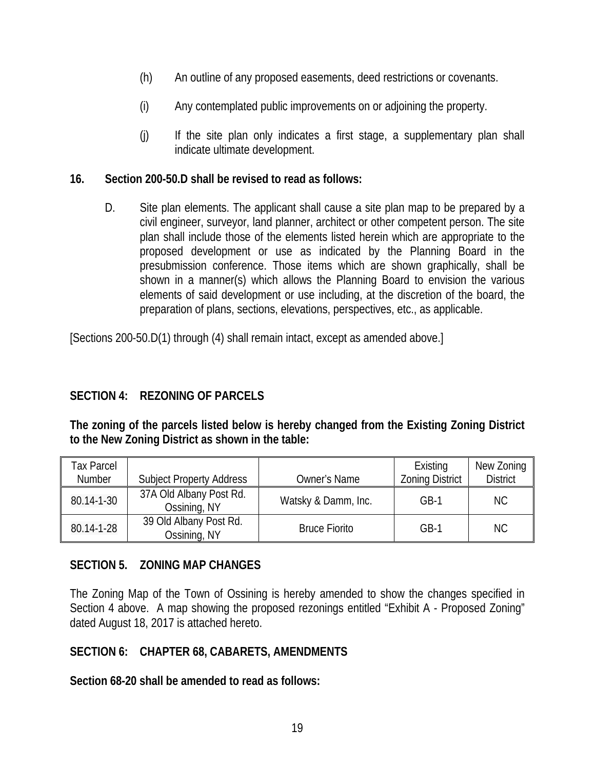(h) An outline of any proposed easements, deed restrictions or covenants.

(i) Any contemplated public improvements on or adjoining the property.

(j) If the site plan only indicates a first stage, a supplementary plan shall indicate ultimate development.

**16. Section 200-50.D shall be revised to read as follows:**

D. Site plan elements. The applicant shall cause a site plan map to be prepared by a civil engineer, surveyor, land planner, architect or other competent person. The site plan shall include those of the elements listed herein which are appropriate to the proposed development or use as indicated by the Planning Board in the presubmission conference. Those items which are shown graphically, shall be shown in a manner(s) which allows the Planning Board to envision the various elements of said development or use including, at the discretion of the board, the preparation of plans, sections, elevations, perspectives, etc., as applicable.

[Sections 200-50.D(1) through (4) shall remain intact, except as amended above.]

## SECTION 4: REZONING OF PARCELS

**The zoning of the parcels listed below is hereby changed from the Existing Zoning District to the New Zoning District as shown in the table:**

| Tax Parcel Number | Subject Property Address | Owner's Name | Existing Zoning District | New Zoning District |
|---|---|---|---|---|
| 80.14-1-30 | 37A Old Albany Post Rd. Ossining, NY | Watsky & Damm, Inc. | GB-1 | NC |
| 80.14-1-28 | 39 Old Albany Post Rd. Ossining, NY | Bruce Fiorito | GB-1 | NC |

## SECTION 5. ZONING MAP CHANGES

The Zoning Map of the Town of Ossining is hereby amended to show the changes specified in Section 4 above. A map showing the proposed rezonings entitled "Exhibit A - Proposed Zoning" dated August 18, 2017 is attached hereto.

## SECTION 6: CHAPTER 68, CABARETS, AMENDMENTS

**Section 68-20 shall be amended to read as follows:**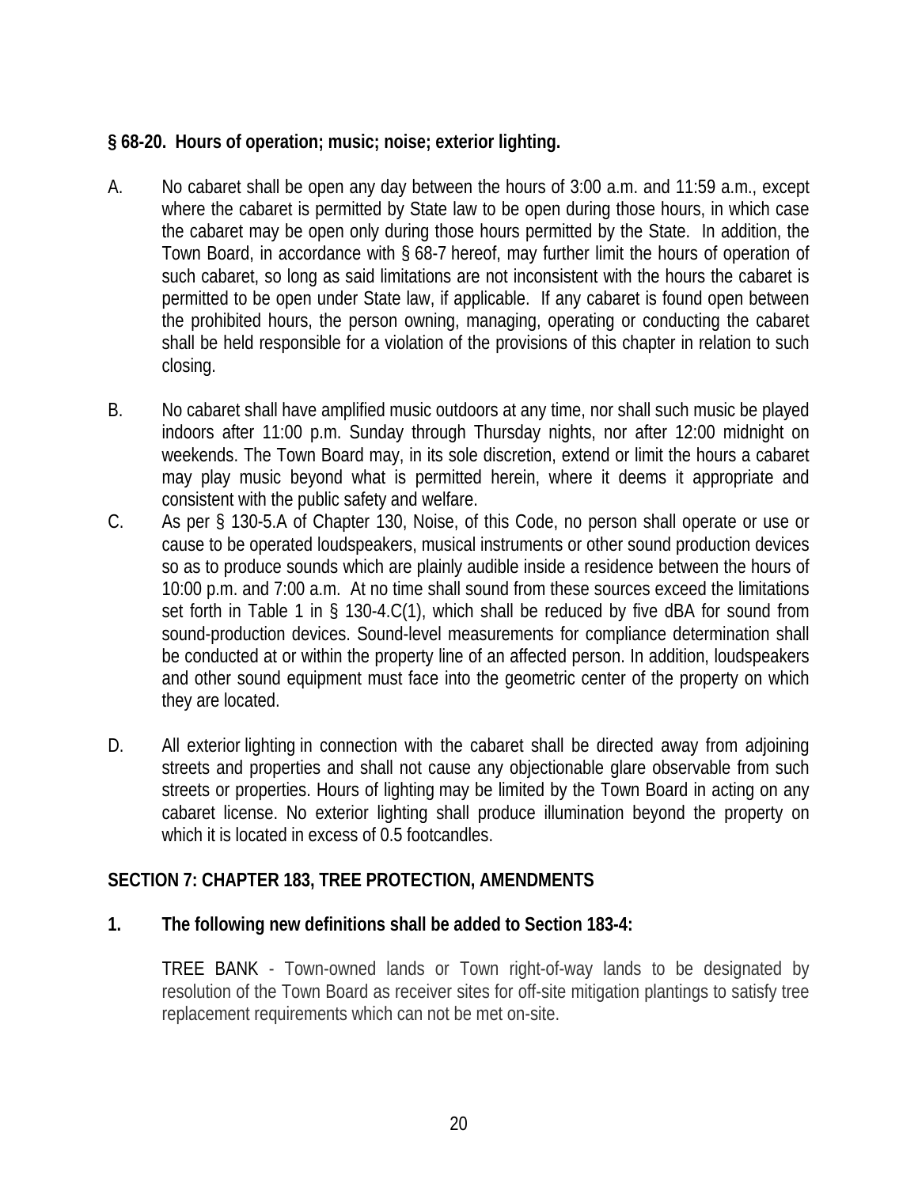**§ 68-20. Hours of operation; music; noise; exterior lighting.**

A. No cabaret shall be open any day between the hours of 3:00 a.m. and 11:59 a.m., except where the cabaret is permitted by State law to be open during those hours, in which case the cabaret may be open only during those hours permitted by the State. In addition, the Town Board, in accordance with § 68-7 hereof, may further limit the hours of operation of such cabaret, so long as said limitations are not inconsistent with the hours the cabaret is permitted to be open under State law, if applicable. If any cabaret is found open between the prohibited hours, the person owning, managing, operating or conducting the cabaret shall be held responsible for a violation of the provisions of this chapter in relation to such closing.

B. No cabaret shall have amplified music outdoors at any time, nor shall such music be played indoors after 11:00 p.m. Sunday through Thursday nights, nor after 12:00 midnight on weekends. The Town Board may, in its sole discretion, extend or limit the hours a cabaret may play music beyond what is permitted herein, where it deems it appropriate and consistent with the public safety and welfare.

C. As per § 130-5.A of Chapter 130, Noise, of this Code, no person shall operate or use or cause to be operated loudspeakers, musical instruments or other sound production devices so as to produce sounds which are plainly audible inside a residence between the hours of 10:00 p.m. and 7:00 a.m. At no time shall sound from these sources exceed the limitations set forth in Table 1 in § 130-4.C(1), which shall be reduced by five dBA for sound from sound-production devices. Sound-level measurements for compliance determination shall be conducted at or within the property line of an affected person. In addition, loudspeakers and other sound equipment must face into the geometric center of the property on which they are located.

D. All exterior lighting in connection with the cabaret shall be directed away from adjoining streets and properties and shall not cause any objectionable glare observable from such streets or properties. Hours of lighting may be limited by the Town Board in acting on any cabaret license. No exterior lighting shall produce illumination beyond the property on which it is located in excess of 0.5 footcandles.

**SECTION 7: CHAPTER 183, TREE PROTECTION, AMENDMENTS**

**1. The following new definitions shall be added to Section 183-4:**

TREE BANK - Town-owned lands or Town right-of-way lands to be designated by resolution of the Town Board as receiver sites for off-site mitigation plantings to satisfy tree replacement requirements which can not be met on-site.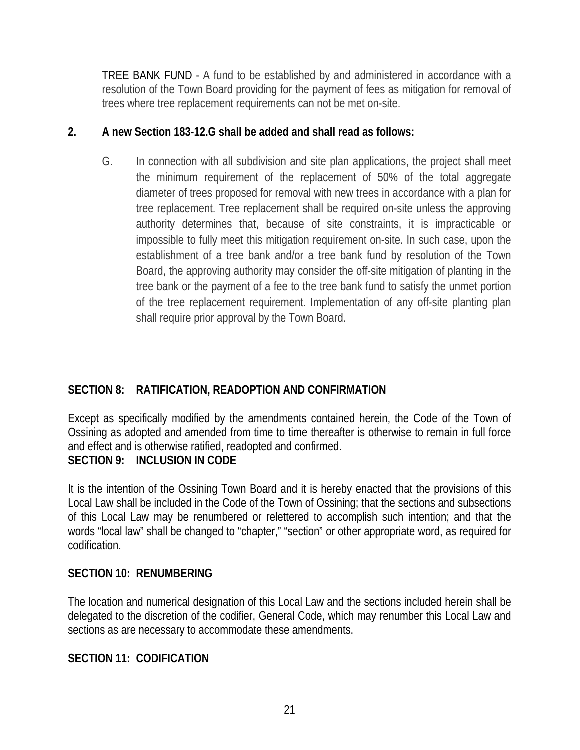TREE BANK FUND - A fund to be established by and administered in accordance with a resolution of the Town Board providing for the payment of fees as mitigation for removal of trees where tree replacement requirements can not be met on-site.

**2. A new Section 183-12.G shall be added and shall read as follows:**

G. In connection with all subdivision and site plan applications, the project shall meet the minimum requirement of the replacement of 50% of the total aggregate diameter of trees proposed for removal with new trees in accordance with a plan for tree replacement. Tree replacement shall be required on-site unless the approving authority determines that, because of site constraints, it is impracticable or impossible to fully meet this mitigation requirement on-site. In such case, upon the establishment of a tree bank and/or a tree bank fund by resolution of the Town Board, the approving authority may consider the off-site mitigation of planting in the tree bank or the payment of a fee to the tree bank fund to satisfy the unmet portion of the tree replacement requirement. Implementation of any off-site planting plan shall require prior approval by the Town Board.

**SECTION 8: RATIFICATION, READOPTION AND CONFIRMATION**

Except as specifically modified by the amendments contained herein, the Code of the Town of Ossining as adopted and amended from time to time thereafter is otherwise to remain in full force and effect and is otherwise ratified, readopted and confirmed.

**SECTION 9: INCLUSION IN CODE**

It is the intention of the Ossining Town Board and it is hereby enacted that the provisions of this Local Law shall be included in the Code of the Town of Ossining; that the sections and subsections of this Local Law may be renumbered or relettered to accomplish such intention; and that the words "local law" shall be changed to "chapter," "section" or other appropriate word, as required for codification.

**SECTION 10: RENUMBERING**

The location and numerical designation of this Local Law and the sections included herein shall be delegated to the discretion of the codifier, General Code, which may renumber this Local Law and sections as are necessary to accommodate these amendments.

**SECTION 11: CODIFICATION**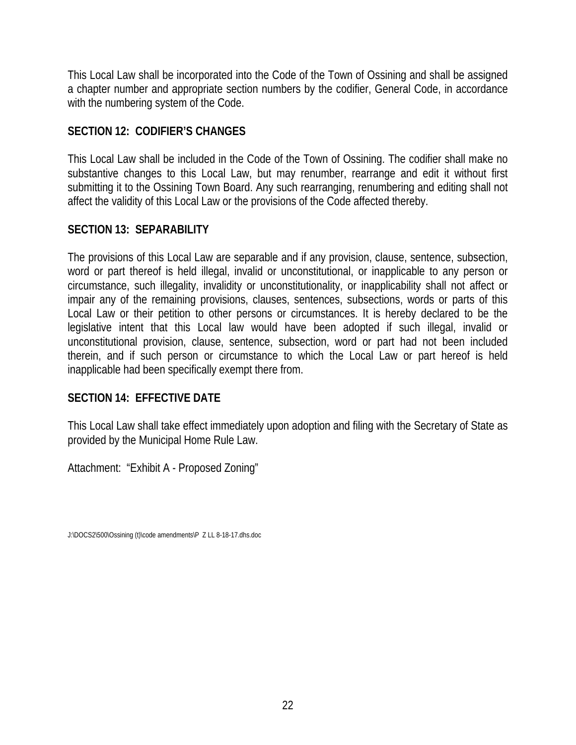This Local Law shall be incorporated into the Code of the Town of Ossining and shall be assigned a chapter number and appropriate section numbers by the codifier, General Code, in accordance with the numbering system of the Code.

**SECTION 12: CODIFIER'S CHANGES**

This Local Law shall be included in the Code of the Town of Ossining. The codifier shall make no substantive changes to this Local Law, but may renumber, rearrange and edit it without first submitting it to the Ossining Town Board. Any such rearranging, renumbering and editing shall not affect the validity of this Local Law or the provisions of the Code affected thereby.

**SECTION 13: SEPARABILITY**

The provisions of this Local Law are separable and if any provision, clause, sentence, subsection, word or part thereof is held illegal, invalid or unconstitutional, or inapplicable to any person or circumstance, such illegality, invalidity or unconstitutionality, or inapplicability shall not affect or impair any of the remaining provisions, clauses, sentences, subsections, words or parts of this Local Law or their petition to other persons or circumstances. It is hereby declared to be the legislative intent that this Local law would have been adopted if such illegal, invalid or unconstitutional provision, clause, sentence, subsection, word or part had not been included therein, and if such person or circumstance to which the Local Law or part hereof is held inapplicable had been specifically exempt there from.

**SECTION 14: EFFECTIVE DATE**

This Local Law shall take effect immediately upon adoption and filing with the Secretary of State as provided by the Municipal Home Rule Law.

Attachment: "Exhibit A - Proposed Zoning"

J:\DOCS2\500\Ossining (t)\code amendments\P Z LL 8-18-17.dhs.doc